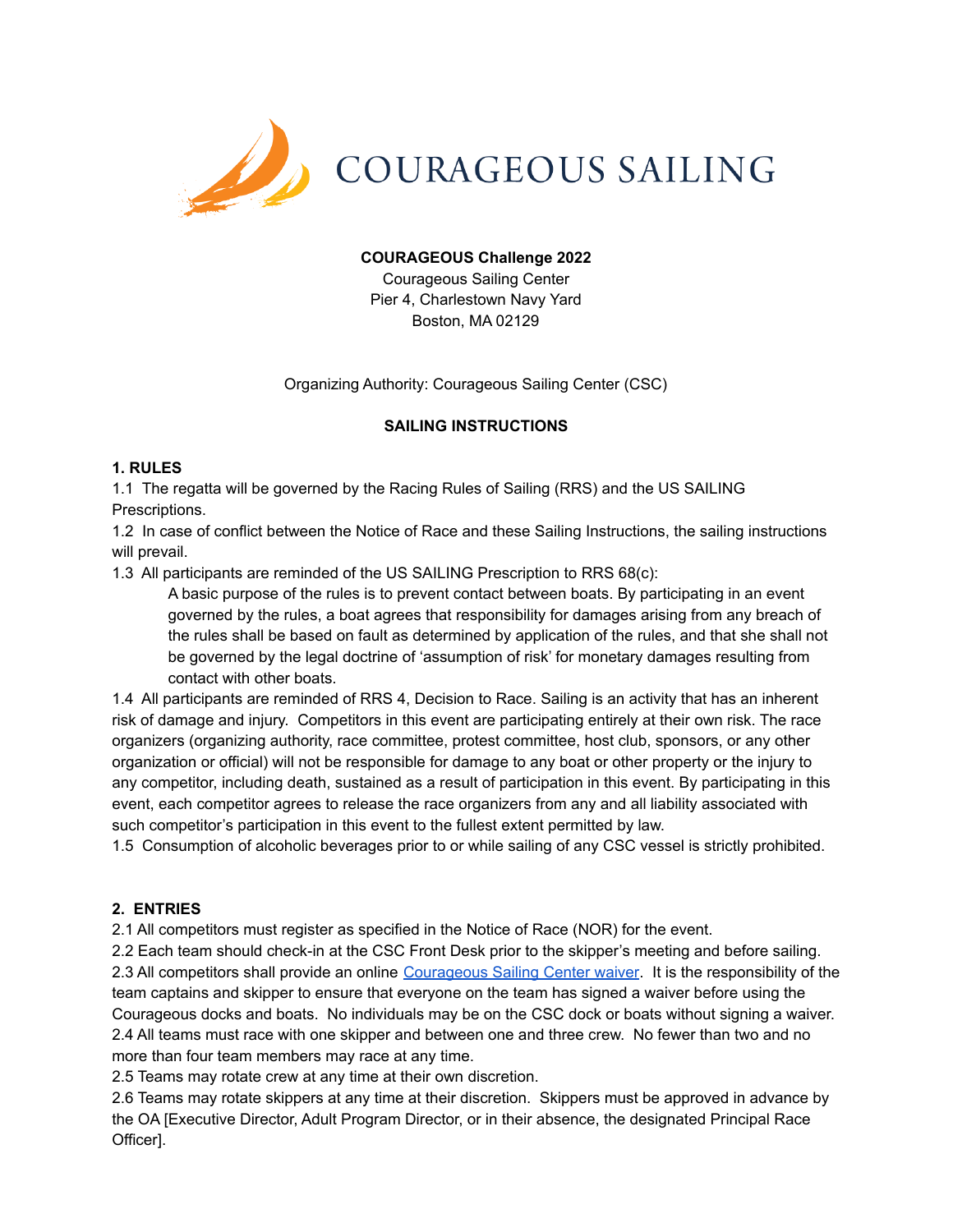COURAGEOUS SAILING

**COURAGEOUS Challenge 2022**
Courageous Sailing Center
Pier 4, Charlestown Navy Yard
Boston, MA 02129

Organizing Authority: Courageous Sailing Center (CSC)

**SAILING INSTRUCTIONS**

**1. RULES**

1.1 The regatta will be governed by the Racing Rules of Sailing (RRS) and the US SAILING Prescriptions.

1.2 In case of conflict between the Notice of Race and these Sailing Instructions, the sailing instructions will prevail.

1.3 All participants are reminded of the US SAILING Prescription to RRS 68(c):

> A basic purpose of the rules is to prevent contact between boats. By participating in an event governed by the rules, a boat agrees that responsibility for damages arising from any breach of the rules shall be based on fault as determined by application of the rules, and that she shall not be governed by the legal doctrine of 'assumption of risk' for monetary damages resulting from contact with other boats.

1.4 All participants are reminded of RRS 4, Decision to Race. Sailing is an activity that has an inherent risk of damage and injury. Competitors in this event are participating entirely at their own risk. The race organizers (organizing authority, race committee, protest committee, host club, sponsors, or any other organization or official) will not be responsible for damage to any boat or other property or the injury to any competitor, including death, sustained as a result of participation in this event. By participating in this event, each competitor agrees to release the race organizers from any and all liability associated with such competitor's participation in this event to the fullest extent permitted by law.

1.5 Consumption of alcoholic beverages prior to or while sailing of any CSC vessel is strictly prohibited.

**2. ENTRIES**

2.1 All competitors must register as specified in the Notice of Race (NOR) for the event.

2.2 Each team should check-in at the CSC Front Desk prior to the skipper's meeting and before sailing.

2.3 All competitors shall provide an online Courageous Sailing Center waiver. It is the responsibility of the team captains and skipper to ensure that everyone on the team has signed a waiver before using the Courageous docks and boats. No individuals may be on the CSC dock or boats without signing a waiver.

2.4 All teams must race with one skipper and between one and three crew. No fewer than two and no more than four team members may race at any time.

2.5 Teams may rotate crew at any time at their own discretion.

2.6 Teams may rotate skippers at any time at their discretion. Skippers must be approved in advance by the OA [Executive Director, Adult Program Director, or in their absence, the designated Principal Race Officer].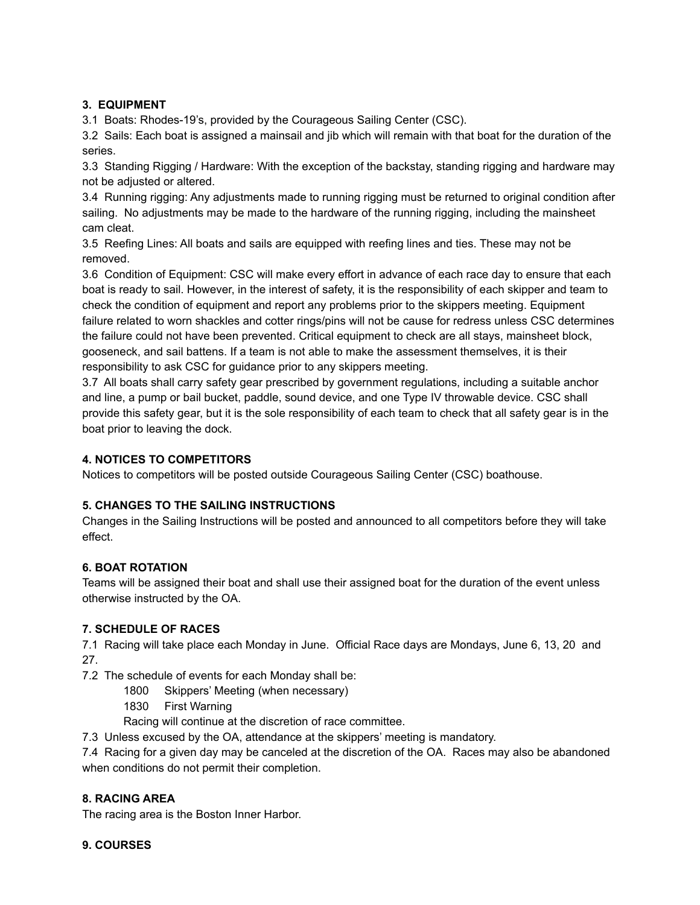### 3. EQUIPMENT

3.1 Boats: Rhodes-19's, provided by the Courageous Sailing Center (CSC).

3.2 Sails: Each boat is assigned a mainsail and jib which will remain with that boat for the duration of the series.

3.3 Standing Rigging / Hardware: With the exception of the backstay, standing rigging and hardware may not be adjusted or altered.

3.4 Running rigging: Any adjustments made to running rigging must be returned to original condition after sailing. No adjustments may be made to the hardware of the running rigging, including the mainsheet cam cleat.

3.5 Reefing Lines: All boats and sails are equipped with reefing lines and ties. These may not be removed.

3.6 Condition of Equipment: CSC will make every effort in advance of each race day to ensure that each boat is ready to sail. However, in the interest of safety, it is the responsibility of each skipper and team to check the condition of equipment and report any problems prior to the skippers meeting. Equipment failure related to worn shackles and cotter rings/pins will not be cause for redress unless CSC determines the failure could not have been prevented. Critical equipment to check are all stays, mainsheet block, gooseneck, and sail battens. If a team is not able to make the assessment themselves, it is their responsibility to ask CSC for guidance prior to any skippers meeting.

3.7 All boats shall carry safety gear prescribed by government regulations, including a suitable anchor and line, a pump or bail bucket, paddle, sound device, and one Type IV throwable device. CSC shall provide this safety gear, but it is the sole responsibility of each team to check that all safety gear is in the boat prior to leaving the dock.

### 4. NOTICES TO COMPETITORS

Notices to competitors will be posted outside Courageous Sailing Center (CSC) boathouse.

### 5. CHANGES TO THE SAILING INSTRUCTIONS

Changes in the Sailing Instructions will be posted and announced to all competitors before they will take effect.

### 6. BOAT ROTATION

Teams will be assigned their boat and shall use their assigned boat for the duration of the event unless otherwise instructed by the OA.

### 7. SCHEDULE OF RACES

7.1 Racing will take place each Monday in June. Official Race days are Mondays, June 6, 13, 20 and 27.

7.2 The schedule of events for each Monday shall be:

- 1800 Skippers' Meeting (when necessary)
- 1830 First Warning
- Racing will continue at the discretion of race committee.

7.3 Unless excused by the OA, attendance at the skippers' meeting is mandatory.

7.4 Racing for a given day may be canceled at the discretion of the OA. Races may also be abandoned when conditions do not permit their completion.

### 8. RACING AREA

The racing area is the Boston Inner Harbor.

### 9. COURSES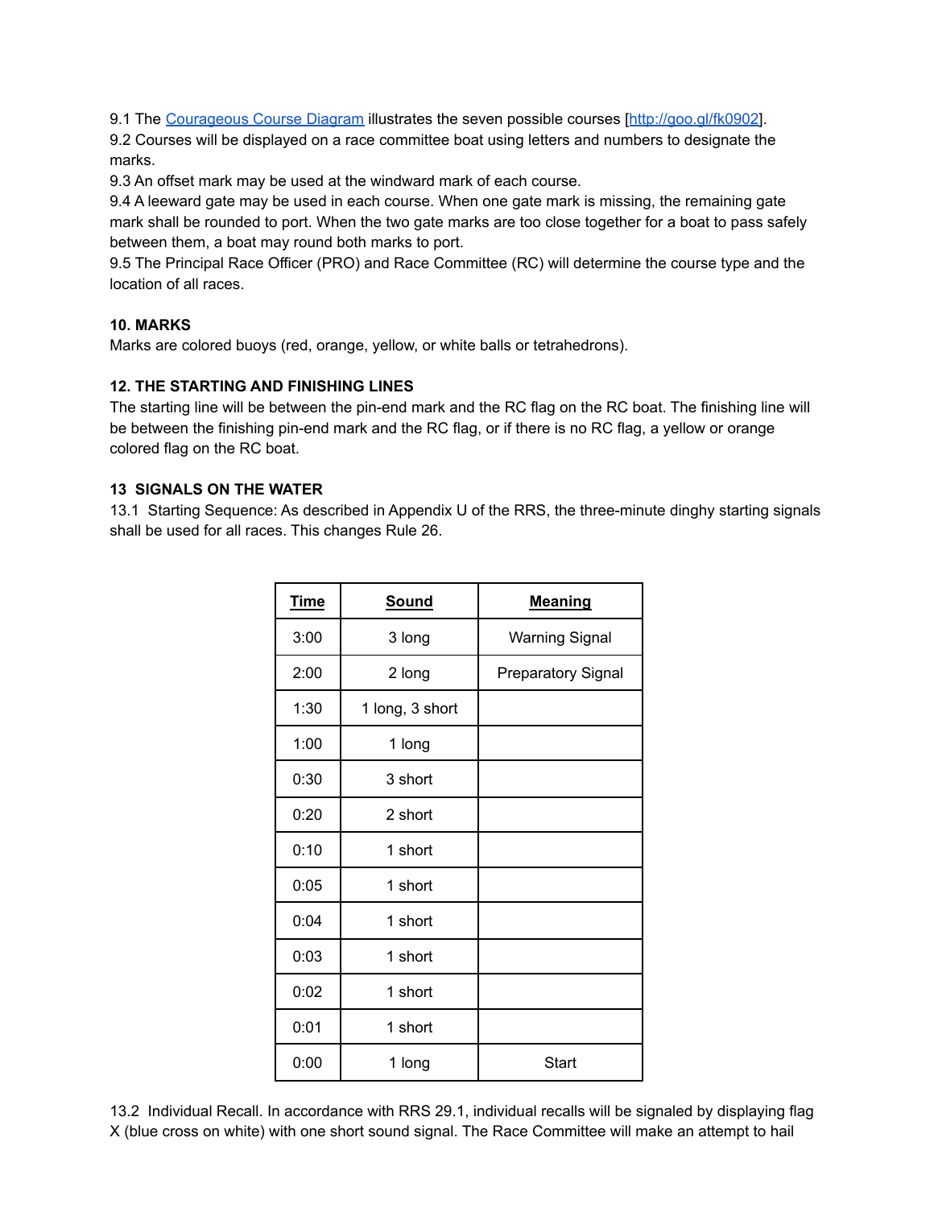9.1 The [Courageous Course Diagram](http://goo.gl/fk0902) illustrates the seven possible courses [http://goo.gl/fk0902].
9.2 Courses will be displayed on a race committee boat using letters and numbers to designate the marks.
9.3 An offset mark may be used at the windward mark of each course.
9.4 A leeward gate may be used in each course. When one gate mark is missing, the remaining gate mark shall be rounded to port. When the two gate marks are too close together for a boat to pass safely between them, a boat may round both marks to port.
9.5 The Principal Race Officer (PRO) and Race Committee (RC) will determine the course type and the location of all races.

**10. MARKS**

Marks are colored buoys (red, orange, yellow, or white balls or tetrahedrons).

**12. THE STARTING AND FINISHING LINES**

The starting line will be between the pin-end mark and the RC flag on the RC boat. The finishing line will be between the finishing pin-end mark and the RC flag, or if there is no RC flag, a yellow or orange colored flag on the RC boat.

**13 SIGNALS ON THE WATER**

13.1 Starting Sequence: As described in Appendix U of the RRS, the three-minute dinghy starting signals shall be used for all races. This changes Rule 26.

| Time | Sound | Meaning |
|---|---|---|
| 3:00 | 3 long | Warning Signal |
| 2:00 | 2 long | Preparatory Signal |
| 1:30 | 1 long, 3 short | |
| 1:00 | 1 long | |
| 0:30 | 3 short | |
| 0:20 | 2 short | |
| 0:10 | 1 short | |
| 0:05 | 1 short | |
| 0:04 | 1 short | |
| 0:03 | 1 short | |
| 0:02 | 1 short | |
| 0:01 | 1 short | |
| 0:00 | 1 long | Start |

13.2 Individual Recall. In accordance with RRS 29.1, individual recalls will be signaled by displaying flag X (blue cross on white) with one short sound signal. The Race Committee will make an attempt to hail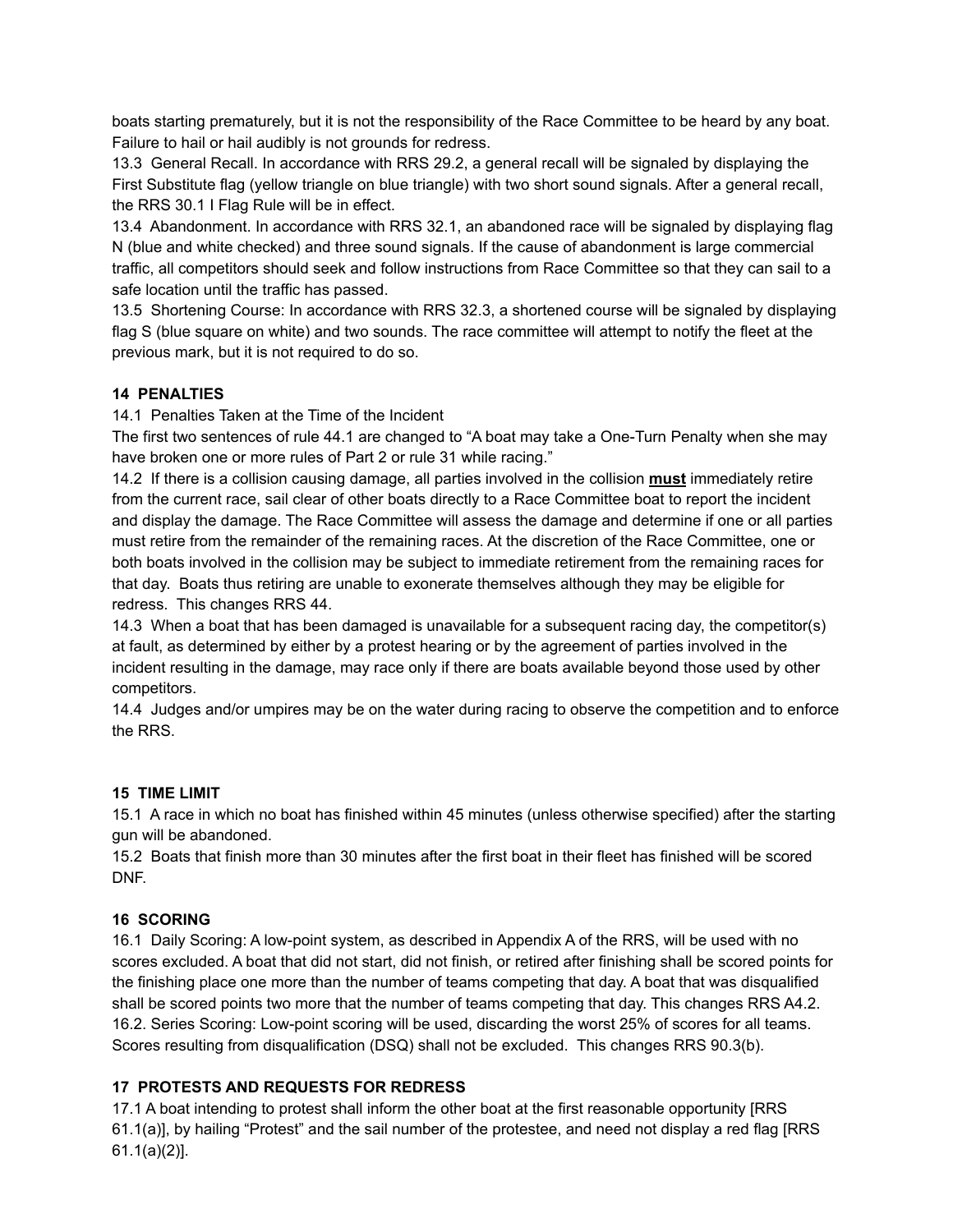boats starting prematurely, but it is not the responsibility of the Race Committee to be heard by any boat. Failure to hail or hail audibly is not grounds for redress.

13.3 General Recall. In accordance with RRS 29.2, a general recall will be signaled by displaying the First Substitute flag (yellow triangle on blue triangle) with two short sound signals. After a general recall, the RRS 30.1 I Flag Rule will be in effect.

13.4 Abandonment. In accordance with RRS 32.1, an abandoned race will be signaled by displaying flag N (blue and white checked) and three sound signals. If the cause of abandonment is large commercial traffic, all competitors should seek and follow instructions from Race Committee so that they can sail to a safe location until the traffic has passed.

13.5 Shortening Course: In accordance with RRS 32.3, a shortened course will be signaled by displaying flag S (blue square on white) and two sounds. The race committee will attempt to notify the fleet at the previous mark, but it is not required to do so.

## 14 PENALTIES

14.1 Penalties Taken at the Time of the Incident

The first two sentences of rule 44.1 are changed to "A boat may take a One-Turn Penalty when she may have broken one or more rules of Part 2 or rule 31 while racing."

14.2 If there is a collision causing damage, all parties involved in the collision **must** immediately retire from the current race, sail clear of other boats directly to a Race Committee boat to report the incident and display the damage. The Race Committee will assess the damage and determine if one or all parties must retire from the remainder of the remaining races. At the discretion of the Race Committee, one or both boats involved in the collision may be subject to immediate retirement from the remaining races for that day. Boats thus retiring are unable to exonerate themselves although they may be eligible for redress. This changes RRS 44.

14.3 When a boat that has been damaged is unavailable for a subsequent racing day, the competitor(s) at fault, as determined by either by a protest hearing or by the agreement of parties involved in the incident resulting in the damage, may race only if there are boats available beyond those used by other competitors.

14.4 Judges and/or umpires may be on the water during racing to observe the competition and to enforce the RRS.

## 15 TIME LIMIT

15.1 A race in which no boat has finished within 45 minutes (unless otherwise specified) after the starting gun will be abandoned.

15.2 Boats that finish more than 30 minutes after the first boat in their fleet has finished will be scored DNF.

## 16 SCORING

16.1 Daily Scoring: A low-point system, as described in Appendix A of the RRS, will be used with no scores excluded. A boat that did not start, did not finish, or retired after finishing shall be scored points for the finishing place one more than the number of teams competing that day. A boat that was disqualified shall be scored points two more that the number of teams competing that day. This changes RRS A4.2.

16.2. Series Scoring: Low-point scoring will be used, discarding the worst 25% of scores for all teams. Scores resulting from disqualification (DSQ) shall not be excluded. This changes RRS 90.3(b).

## 17 PROTESTS AND REQUESTS FOR REDRESS

17.1 A boat intending to protest shall inform the other boat at the first reasonable opportunity [RRS 61.1(a)], by hailing "Protest" and the sail number of the protestee, and need not display a red flag [RRS 61.1(a)(2)].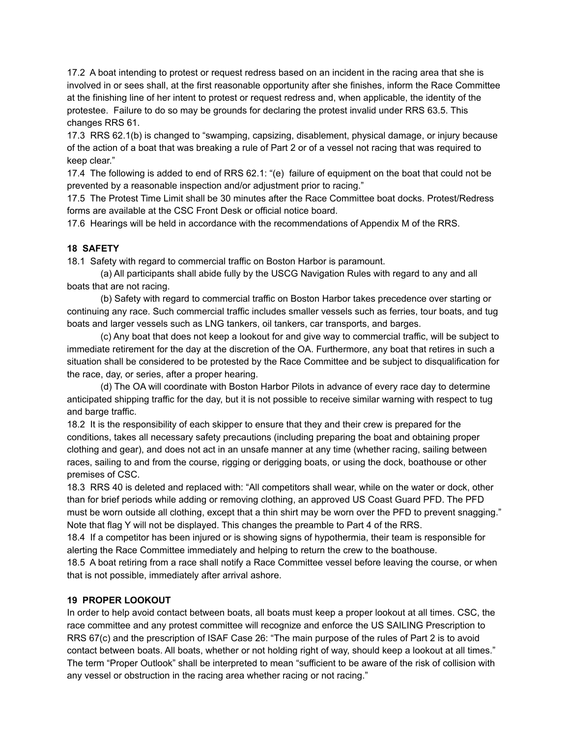17.2 A boat intending to protest or request redress based on an incident in the racing area that she is involved in or sees shall, at the first reasonable opportunity after she finishes, inform the Race Committee at the finishing line of her intent to protest or request redress and, when applicable, the identity of the protestee. Failure to do so may be grounds for declaring the protest invalid under RRS 63.5. This changes RRS 61.

17.3 RRS 62.1(b) is changed to "swamping, capsizing, disablement, physical damage, or injury because of the action of a boat that was breaking a rule of Part 2 or of a vessel not racing that was required to keep clear."

17.4 The following is added to end of RRS 62.1: "(e) failure of equipment on the boat that could not be prevented by a reasonable inspection and/or adjustment prior to racing."

17.5 The Protest Time Limit shall be 30 minutes after the Race Committee boat docks. Protest/Redress forms are available at the CSC Front Desk or official notice board.

17.6 Hearings will be held in accordance with the recommendations of Appendix M of the RRS.

**18 SAFETY**

18.1 Safety with regard to commercial traffic on Boston Harbor is paramount.

(a) All participants shall abide fully by the USCG Navigation Rules with regard to any and all boats that are not racing.

(b) Safety with regard to commercial traffic on Boston Harbor takes precedence over starting or continuing any race. Such commercial traffic includes smaller vessels such as ferries, tour boats, and tug boats and larger vessels such as LNG tankers, oil tankers, car transports, and barges.

(c) Any boat that does not keep a lookout for and give way to commercial traffic, will be subject to immediate retirement for the day at the discretion of the OA. Furthermore, any boat that retires in such a situation shall be considered to be protested by the Race Committee and be subject to disqualification for the race, day, or series, after a proper hearing.

(d) The OA will coordinate with Boston Harbor Pilots in advance of every race day to determine anticipated shipping traffic for the day, but it is not possible to receive similar warning with respect to tug and barge traffic.

18.2 It is the responsibility of each skipper to ensure that they and their crew is prepared for the conditions, takes all necessary safety precautions (including preparing the boat and obtaining proper clothing and gear), and does not act in an unsafe manner at any time (whether racing, sailing between races, sailing to and from the course, rigging or derigging boats, or using the dock, boathouse or other premises of CSC.

18.3 RRS 40 is deleted and replaced with: "All competitors shall wear, while on the water or dock, other than for brief periods while adding or removing clothing, an approved US Coast Guard PFD. The PFD must be worn outside all clothing, except that a thin shirt may be worn over the PFD to prevent snagging." Note that flag Y will not be displayed. This changes the preamble to Part 4 of the RRS.

18.4 If a competitor has been injured or is showing signs of hypothermia, their team is responsible for alerting the Race Committee immediately and helping to return the crew to the boathouse.

18.5 A boat retiring from a race shall notify a Race Committee vessel before leaving the course, or when that is not possible, immediately after arrival ashore.

**19 PROPER LOOKOUT**

In order to help avoid contact between boats, all boats must keep a proper lookout at all times. CSC, the race committee and any protest committee will recognize and enforce the US SAILING Prescription to RRS 67(c) and the prescription of ISAF Case 26: "The main purpose of the rules of Part 2 is to avoid contact between boats. All boats, whether or not holding right of way, should keep a lookout at all times." The term "Proper Outlook" shall be interpreted to mean "sufficient to be aware of the risk of collision with any vessel or obstruction in the racing area whether racing or not racing."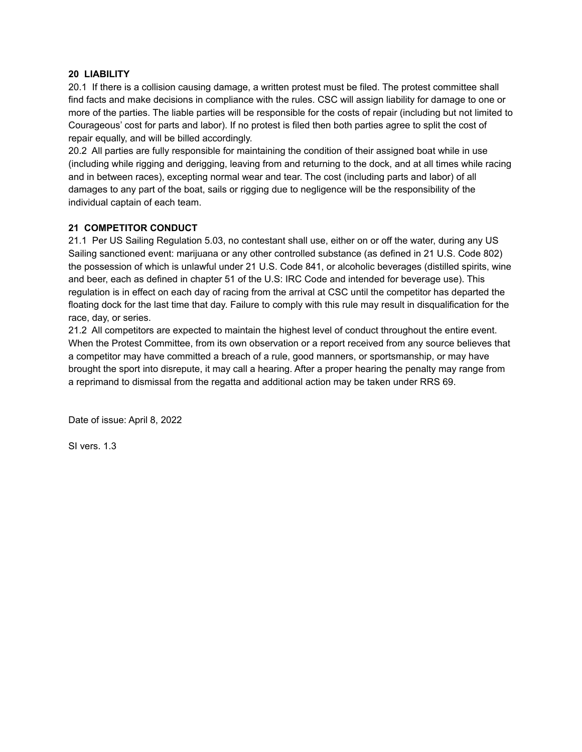**20 LIABILITY**

20.1 If there is a collision causing damage, a written protest must be filed. The protest committee shall find facts and make decisions in compliance with the rules. CSC will assign liability for damage to one or more of the parties. The liable parties will be responsible for the costs of repair (including but not limited to Courageous' cost for parts and labor). If no protest is filed then both parties agree to split the cost of repair equally, and will be billed accordingly.

20.2 All parties are fully responsible for maintaining the condition of their assigned boat while in use (including while rigging and derigging, leaving from and returning to the dock, and at all times while racing and in between races), excepting normal wear and tear. The cost (including parts and labor) of all damages to any part of the boat, sails or rigging due to negligence will be the responsibility of the individual captain of each team.

**21 COMPETITOR CONDUCT**

21.1 Per US Sailing Regulation 5.03, no contestant shall use, either on or off the water, during any US Sailing sanctioned event: marijuana or any other controlled substance (as defined in 21 U.S. Code 802) the possession of which is unlawful under 21 U.S. Code 841, or alcoholic beverages (distilled spirits, wine and beer, each as defined in chapter 51 of the U.S: IRC Code and intended for beverage use). This regulation is in effect on each day of racing from the arrival at CSC until the competitor has departed the floating dock for the last time that day. Failure to comply with this rule may result in disqualification for the race, day, or series.

21.2 All competitors are expected to maintain the highest level of conduct throughout the entire event. When the Protest Committee, from its own observation or a report received from any source believes that a competitor may have committed a breach of a rule, good manners, or sportsmanship, or may have brought the sport into disrepute, it may call a hearing. After a proper hearing the penalty may range from a reprimand to dismissal from the regatta and additional action may be taken under RRS 69.

Date of issue: April 8, 2022

SI vers. 1.3